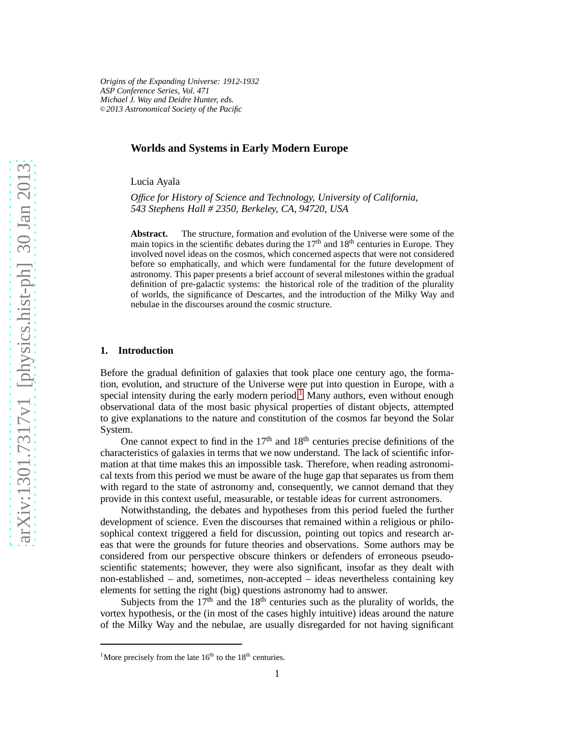*Origins of the Expanding Universe: 1912-1932*
*ASP Conference Series, Vol. 471*
*Michael J. Way and Deidre Hunter, eds.*
*©2013 Astronomical Society of the Pacific*

# Worlds and Systems in Early Modern Europe

Lucía Ayala

*Office for History of Science and Technology, University of California, 543 Stephens Hall # 2350, Berkeley, CA, 94720, USA*

**Abstract.** The structure, formation and evolution of the Universe were some of the main topics in the scientific debates during the 17th and 18th centuries in Europe. They involved novel ideas on the cosmos, which concerned aspects that were not considered before so emphatically, and which were fundamental for the future development of astronomy. This paper presents a brief account of several milestones within the gradual definition of pre-galactic systems: the historical role of the tradition of the plurality of worlds, the significance of Descartes, and the introduction of the Milky Way and nebulae in the discourses around the cosmic structure.

## 1. Introduction

Before the gradual definition of galaxies that took place one century ago, the formation, evolution, and structure of the Universe were put into question in Europe, with a special intensity during the early modern period.[1] Many authors, even without enough observational data of the most basic physical properties of distant objects, attempted to give explanations to the nature and constitution of the cosmos far beyond the Solar System.

One cannot expect to find in the 17th and 18th centuries precise definitions of the characteristics of galaxies in terms that we now understand. The lack of scientific information at that time makes this an impossible task. Therefore, when reading astronomical texts from this period we must be aware of the huge gap that separates us from them with regard to the state of astronomy and, consequently, we cannot demand that they provide in this context useful, measurable, or testable ideas for current astronomers.

Notwithstanding, the debates and hypotheses from this period fueled the further development of science. Even the discourses that remained within a religious or philosophical context triggered a field for discussion, pointing out topics and research areas that were the grounds for future theories and observations. Some authors may be considered from our perspective obscure thinkers or defenders of erroneous pseudo-scientific statements; however, they were also significant, insofar as they dealt with non-established – and, sometimes, non-accepted – ideas nevertheless containing key elements for setting the right (big) questions astronomy had to answer.

Subjects from the 17th and the 18th centuries such as the plurality of worlds, the vortex hypothesis, or the (in most of the cases highly intuitive) ideas around the nature of the Milky Way and the nebulae, are usually disregarded for not having significant

[1] More precisely from the late 16th to the 18th centuries.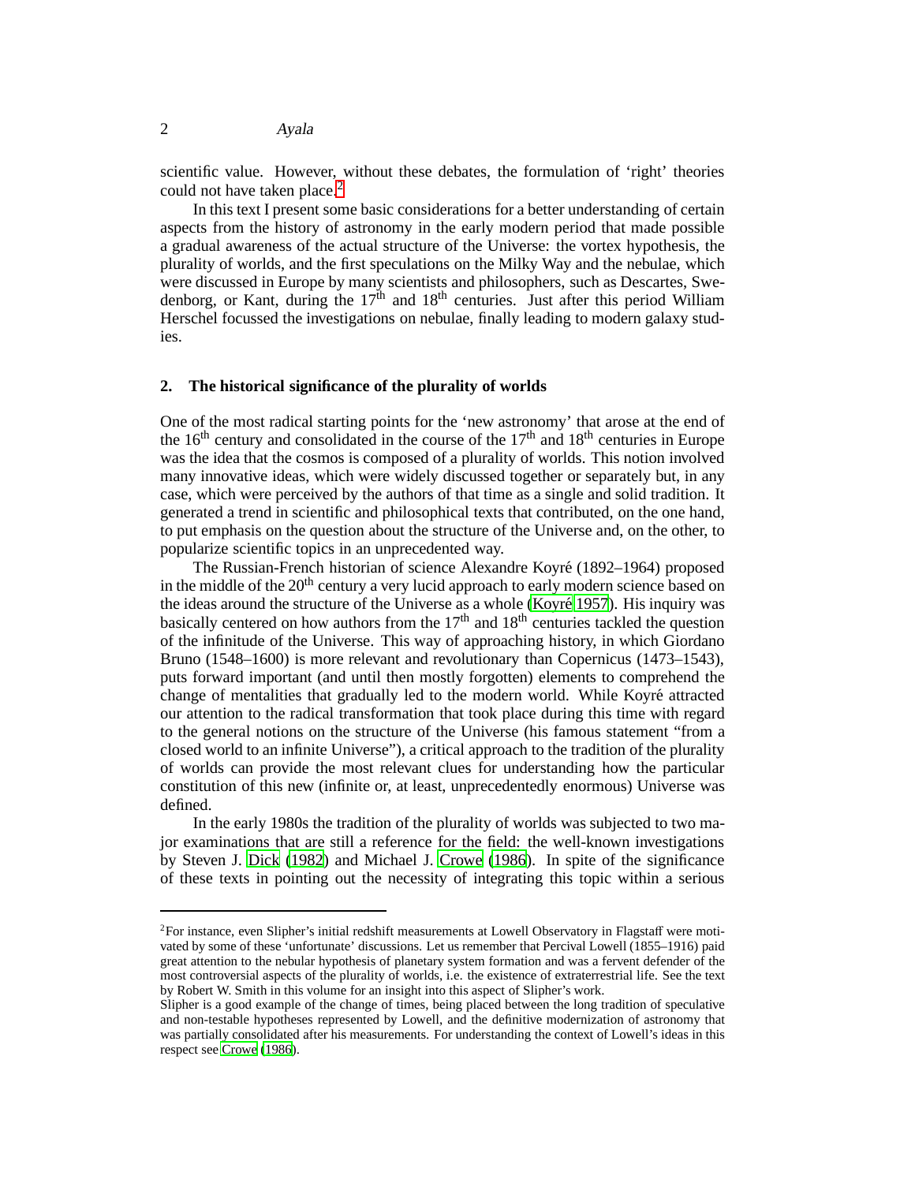scientific value. However, without these debates, the formulation of 'right' theories could not have taken place.[2]

In this text I present some basic considerations for a better understanding of certain aspects from the history of astronomy in the early modern period that made possible a gradual awareness of the actual structure of the Universe: the vortex hypothesis, the plurality of worlds, and the first speculations on the Milky Way and the nebulae, which were discussed in Europe by many scientists and philosophers, such as Descartes, Swedenborg, or Kant, during the 17th and 18th centuries. Just after this period William Herschel focussed the investigations on nebulae, finally leading to modern galaxy studies.

## 2. The historical significance of the plurality of worlds

One of the most radical starting points for the 'new astronomy' that arose at the end of the 16th century and consolidated in the course of the 17th and 18th centuries in Europe was the idea that the cosmos is composed of a plurality of worlds. This notion involved many innovative ideas, which were widely discussed together or separately but, in any case, which were perceived by the authors of that time as a single and solid tradition. It generated a trend in scientific and philosophical texts that contributed, on the one hand, to put emphasis on the question about the structure of the Universe and, on the other, to popularize scientific topics in an unprecedented way.

The Russian-French historian of science Alexandre Koyré (1892–1964) proposed in the middle of the 20th century a very lucid approach to early modern science based on the ideas around the structure of the Universe as a whole (Koyré 1957). His inquiry was basically centered on how authors from the 17th and 18th centuries tackled the question of the infinitude of the Universe. This way of approaching history, in which Giordano Bruno (1548–1600) is more relevant and revolutionary than Copernicus (1473–1543), puts forward important (and until then mostly forgotten) elements to comprehend the change of mentalities that gradually led to the modern world. While Koyré attracted our attention to the radical transformation that took place during this time with regard to the general notions on the structure of the Universe (his famous statement "from a closed world to an infinite Universe"), a critical approach to the tradition of the plurality of worlds can provide the most relevant clues for understanding how the particular constitution of this new (infinite or, at least, unprecedentedly enormous) Universe was defined.

In the early 1980s the tradition of the plurality of worlds was subjected to two major examinations that are still a reference for the field: the well-known investigations by Steven J. Dick (1982) and Michael J. Crowe (1986). In spite of the significance of these texts in pointing out the necessity of integrating this topic within a serious

---

[2]For instance, even Slipher's initial redshift measurements at Lowell Observatory in Flagstaff were motivated by some of these 'unfortunate' discussions. Let us remember that Percival Lowell (1855–1916) paid great attention to the nebular hypothesis of planetary system formation and was a fervent defender of the most controversial aspects of the plurality of worlds, i.e. the existence of extraterrestrial life. See the text by Robert W. Smith in this volume for an insight into this aspect of Slipher's work.

Slipher is a good example of the change of times, being placed between the long tradition of speculative and non-testable hypotheses represented by Lowell, and the definitive modernization of astronomy that was partially consolidated after his measurements. For understanding the context of Lowell's ideas in this respect see Crowe (1986).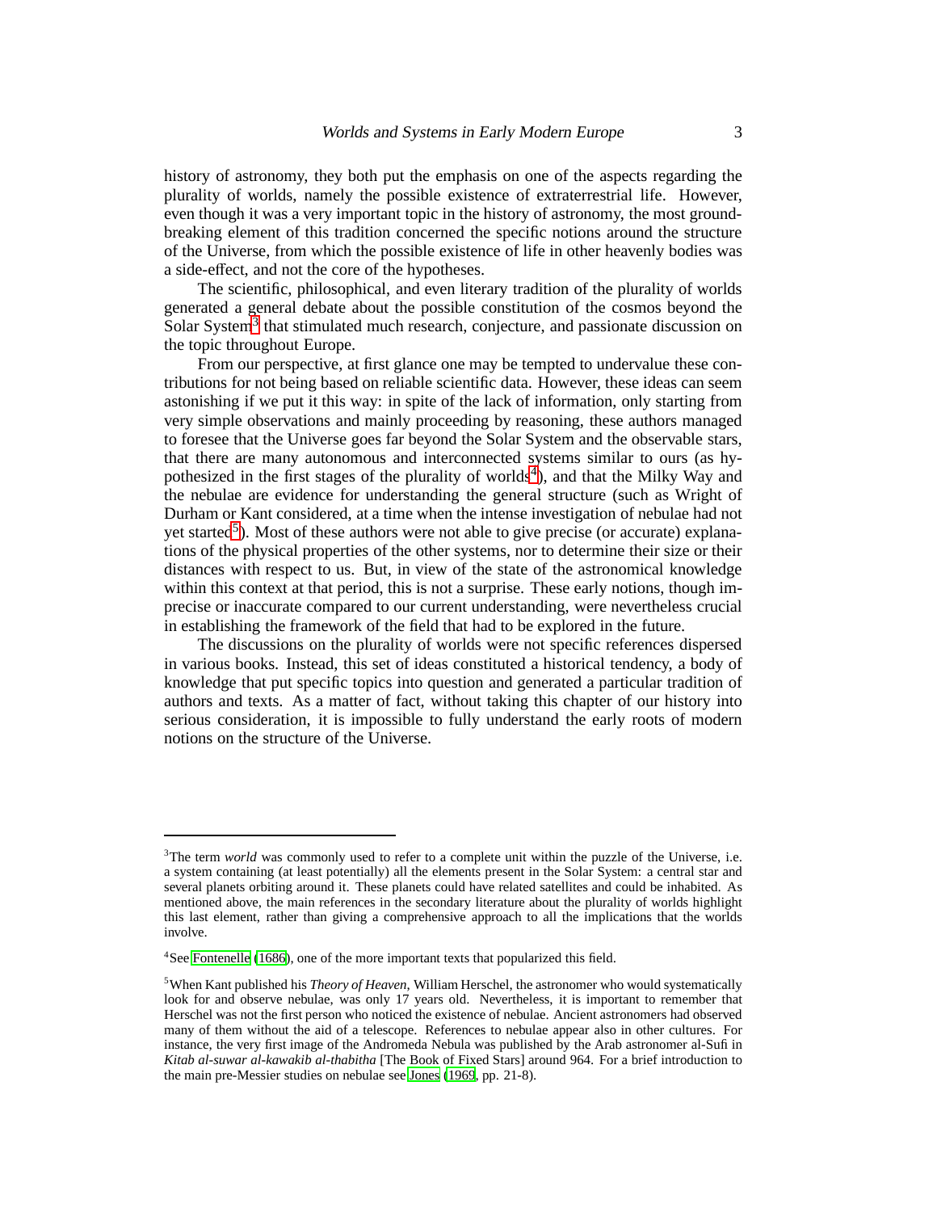history of astronomy, they both put the emphasis on one of the aspects regarding the plurality of worlds, namely the possible existence of extraterrestrial life. However, even though it was a very important topic in the history of astronomy, the most groundbreaking element of this tradition concerned the specific notions around the structure of the Universe, from which the possible existence of life in other heavenly bodies was a side-effect, and not the core of the hypotheses.

The scientific, philosophical, and even literary tradition of the plurality of worlds generated a general debate about the possible constitution of the cosmos beyond the Solar System[3] that stimulated much research, conjecture, and passionate discussion on the topic throughout Europe.

From our perspective, at first glance one may be tempted to undervalue these contributions for not being based on reliable scientific data. However, these ideas can seem astonishing if we put it this way: in spite of the lack of information, only starting from very simple observations and mainly proceeding by reasoning, these authors managed to foresee that the Universe goes far beyond the Solar System and the observable stars, that there are many autonomous and interconnected systems similar to ours (as hypothesized in the first stages of the plurality of worlds[4]), and that the Milky Way and the nebulae are evidence for understanding the general structure (such as Wright of Durham or Kant considered, at a time when the intense investigation of nebulae had not yet started[5]). Most of these authors were not able to give precise (or accurate) explanations of the physical properties of the other systems, nor to determine their size or their distances with respect to us. But, in view of the state of the astronomical knowledge within this context at that period, this is not a surprise. These early notions, though imprecise or inaccurate compared to our current understanding, were nevertheless crucial in establishing the framework of the field that had to be explored in the future.

The discussions on the plurality of worlds were not specific references dispersed in various books. Instead, this set of ideas constituted a historical tendency, a body of knowledge that put specific topics into question and generated a particular tradition of authors and texts. As a matter of fact, without taking this chapter of our history into serious consideration, it is impossible to fully understand the early roots of modern notions on the structure of the Universe.

---

[3] The term *world* was commonly used to refer to a complete unit within the puzzle of the Universe, i.e. a system containing (at least potentially) all the elements present in the Solar System: a central star and several planets orbiting around it. These planets could have related satellites and could be inhabited. As mentioned above, the main references in the secondary literature about the plurality of worlds highlight this last element, rather than giving a comprehensive approach to all the implications that the worlds involve.

[4] See Fontenelle (1686), one of the more important texts that popularized this field.

[5] When Kant published his *Theory of Heaven*, William Herschel, the astronomer who would systematically look for and observe nebulae, was only 17 years old. Nevertheless, it is important to remember that Herschel was not the first person who noticed the existence of nebulae. Ancient astronomers had observed many of them without the aid of a telescope. References to nebulae appear also in other cultures. For instance, the very first image of the Andromeda Nebula was published by the Arab astronomer al-Sufi in *Kitab al-suwar al-kawakib al-thabitha* [The Book of Fixed Stars] around 964. For a brief introduction to the main pre-Messier studies on nebulae see Jones (1969, pp. 21-8).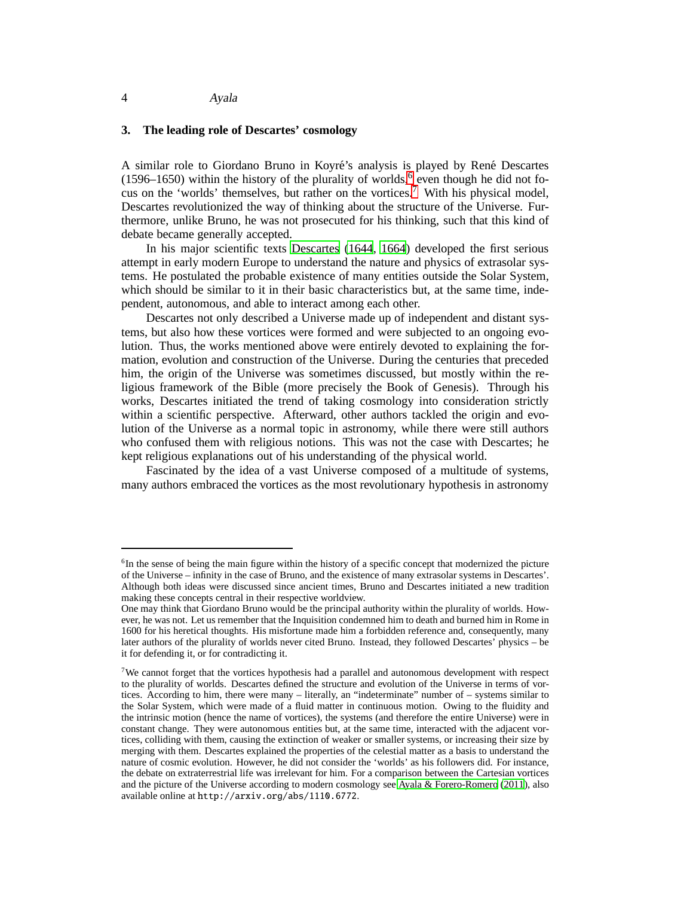## 3. The leading role of Descartes' cosmology

A similar role to Giordano Bruno in Koyré's analysis is played by René Descartes (1596–1650) within the history of the plurality of worlds,[6] even though he did not focus on the 'worlds' themselves, but rather on the vortices.[7] With his physical model, Descartes revolutionized the way of thinking about the structure of the Universe. Furthermore, unlike Bruno, he was not prosecuted for his thinking, such that this kind of debate became generally accepted.

In his major scientific texts Descartes (1644, 1664) developed the first serious attempt in early modern Europe to understand the nature and physics of extrasolar systems. He postulated the probable existence of many entities outside the Solar System, which should be similar to it in their basic characteristics but, at the same time, independent, autonomous, and able to interact among each other.

Descartes not only described a Universe made up of independent and distant systems, but also how these vortices were formed and were subjected to an ongoing evolution. Thus, the works mentioned above were entirely devoted to explaining the formation, evolution and construction of the Universe. During the centuries that preceded him, the origin of the Universe was sometimes discussed, but mostly within the religious framework of the Bible (more precisely the Book of Genesis). Through his works, Descartes initiated the trend of taking cosmology into consideration strictly within a scientific perspective. Afterward, other authors tackled the origin and evolution of the Universe as a normal topic in astronomy, while there were still authors who confused them with religious notions. This was not the case with Descartes; he kept religious explanations out of his understanding of the physical world.

Fascinated by the idea of a vast Universe composed of a multitude of systems, many authors embraced the vortices as the most revolutionary hypothesis in astronomy

---

[6] In the sense of being the main figure within the history of a specific concept that modernized the picture of the Universe – infinity in the case of Bruno, and the existence of many extrasolar systems in Descartes'. Although both ideas were discussed since ancient times, Bruno and Descartes initiated a new tradition making these concepts central in their respective worldview.
One may think that Giordano Bruno would be the principal authority within the plurality of worlds. However, he was not. Let us remember that the Inquisition condemned him to death and burned him in Rome in 1600 for his heretical thoughts. His misfortune made him a forbidden reference and, consequently, many later authors of the plurality of worlds never cited Bruno. Instead, they followed Descartes' physics – be it for defending it, or for contradicting it.

[7] We cannot forget that the vortices hypothesis had a parallel and autonomous development with respect to the plurality of worlds. Descartes defined the structure and evolution of the Universe in terms of vortices. According to him, there were many – literally, an "indeterminate" number of – systems similar to the Solar System, which were made of a fluid matter in continuous motion. Owing to the fluidity and the intrinsic motion (hence the name of vortices), the systems (and therefore the entire Universe) were in constant change. They were autonomous entities but, at the same time, interacted with the adjacent vortices, colliding with them, causing the extinction of weaker or smaller systems, or increasing their size by merging with them. Descartes explained the properties of the celestial matter as a basis to understand the nature of cosmic evolution. However, he did not consider the 'worlds' as his followers did. For instance, the debate on extraterrestrial life was irrelevant for him. For a comparison between the Cartesian vortices and the picture of the Universe according to modern cosmology see Ayala & Forero-Romero (2011), also available online at `http://arxiv.org/abs/1110.6772`.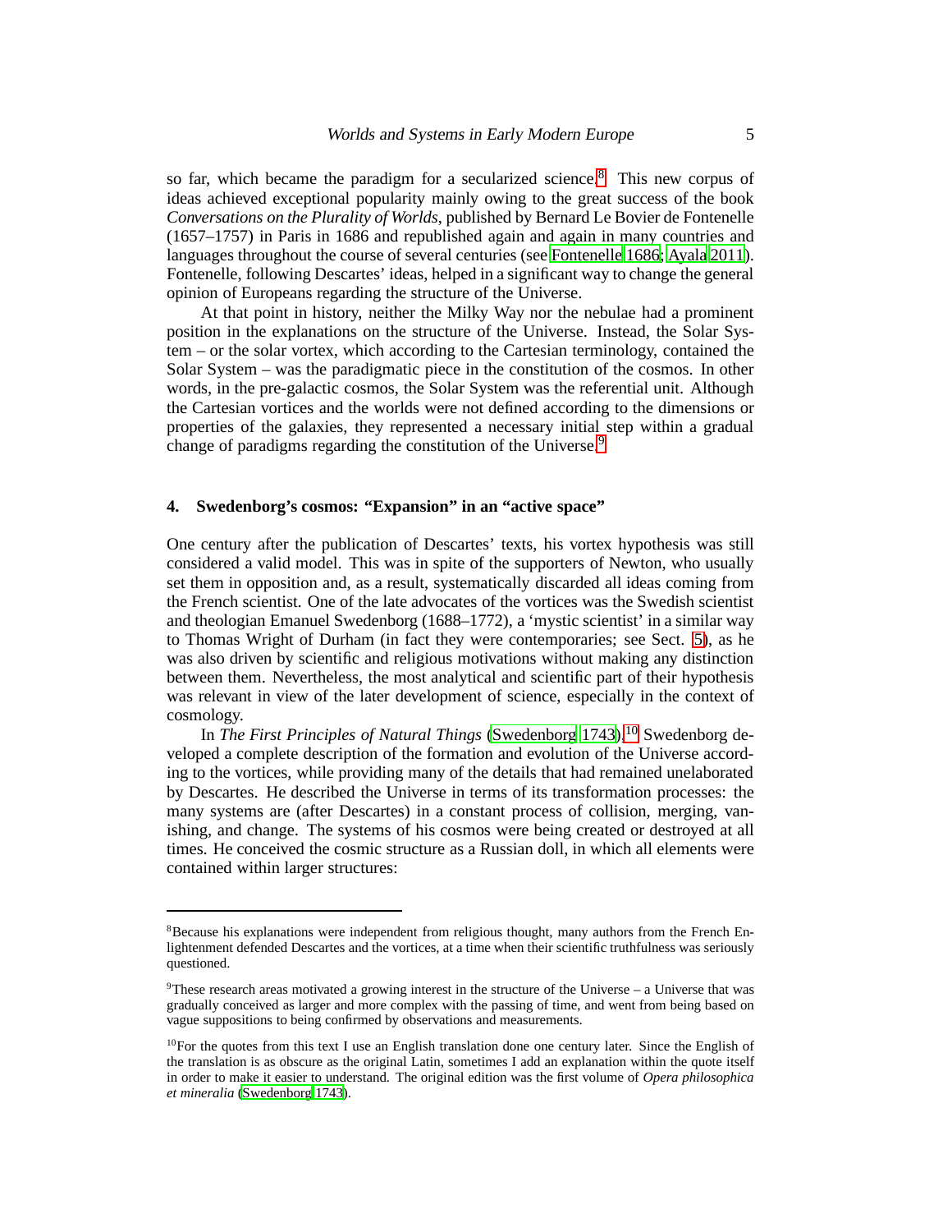so far, which became the paradigm for a secularized science.[8] This new corpus of ideas achieved exceptional popularity mainly owing to the great success of the book *Conversations on the Plurality of Worlds*, published by Bernard Le Bovier de Fontenelle (1657–1757) in Paris in 1686 and republished again and again in many countries and languages throughout the course of several centuries (see Fontenelle 1686; Ayala 2011). Fontenelle, following Descartes' ideas, helped in a significant way to change the general opinion of Europeans regarding the structure of the Universe.

At that point in history, neither the Milky Way nor the nebulae had a prominent position in the explanations on the structure of the Universe. Instead, the Solar System – or the solar vortex, which according to the Cartesian terminology, contained the Solar System – was the paradigmatic piece in the constitution of the cosmos. In other words, in the pre-galactic cosmos, the Solar System was the referential unit. Although the Cartesian vortices and the worlds were not defined according to the dimensions or properties of the galaxies, they represented a necessary initial step within a gradual change of paradigms regarding the constitution of the Universe.[9]

## 4. Swedenborg's cosmos: "Expansion" in an "active space"

One century after the publication of Descartes' texts, his vortex hypothesis was still considered a valid model. This was in spite of the supporters of Newton, who usually set them in opposition and, as a result, systematically discarded all ideas coming from the French scientist. One of the late advocates of the vortices was the Swedish scientist and theologian Emanuel Swedenborg (1688–1772), a 'mystic scientist' in a similar way to Thomas Wright of Durham (in fact they were contemporaries; see Sect. 5), as he was also driven by scientific and religious motivations without making any distinction between them. Nevertheless, the most analytical and scientific part of their hypothesis was relevant in view of the later development of science, especially in the context of cosmology.

In *The First Principles of Natural Things* (Swedenborg 1743),[10] Swedenborg developed a complete description of the formation and evolution of the Universe according to the vortices, while providing many of the details that had remained unelaborated by Descartes. He described the Universe in terms of its transformation processes: the many systems are (after Descartes) in a constant process of collision, merging, vanishing, and change. The systems of his cosmos were being created or destroyed at all times. He conceived the cosmic structure as a Russian doll, in which all elements were contained within larger structures:

---

[8] Because his explanations were independent from religious thought, many authors from the French Enlightenment defended Descartes and the vortices, at a time when their scientific truthfulness was seriously questioned.

[9] These research areas motivated a growing interest in the structure of the Universe – a Universe that was gradually conceived as larger and more complex with the passing of time, and went from being based on vague suppositions to being confirmed by observations and measurements.

[10] For the quotes from this text I use an English translation done one century later. Since the English of the translation is as obscure as the original Latin, sometimes I add an explanation within the quote itself in order to make it easier to understand. The original edition was the first volume of *Opera philosophica et mineralia* (Swedenborg 1743).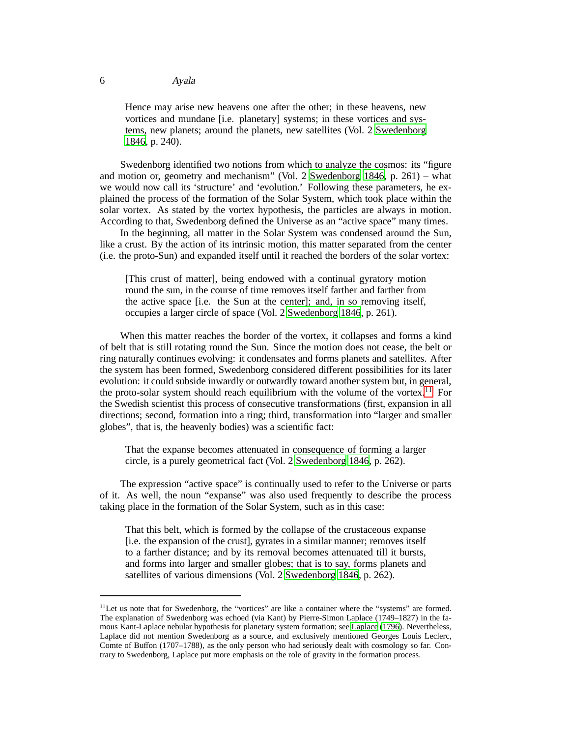> Hence may arise new heavens one after the other; in these heavens, new vortices and mundane [i.e. planetary] systems; in these vortices and systems, new planets; around the planets, new satellites (Vol. 2 Swedenborg 1846, p. 240).

Swedenborg identified two notions from which to analyze the cosmos: its "figure and motion or, geometry and mechanism" (Vol. 2 Swedenborg 1846, p. 261) – what we would now call its 'structure' and 'evolution.' Following these parameters, he explained the process of the formation of the Solar System, which took place within the solar vortex. As stated by the vortex hypothesis, the particles are always in motion. According to that, Swedenborg defined the Universe as an "active space" many times.

In the beginning, all matter in the Solar System was condensed around the Sun, like a crust. By the action of its intrinsic motion, this matter separated from the center (i.e. the proto-Sun) and expanded itself until it reached the borders of the solar vortex:

> [This crust of matter], being endowed with a continual gyratory motion round the sun, in the course of time removes itself farther and farther from the active space [i.e. the Sun at the center]; and, in so removing itself, occupies a larger circle of space (Vol. 2 Swedenborg 1846, p. 261).

When this matter reaches the border of the vortex, it collapses and forms a kind of belt that is still rotating round the Sun. Since the motion does not cease, the belt or ring naturally continues evolving: it condensates and forms planets and satellites. After the system has been formed, Swedenborg considered different possibilities for its later evolution: it could subside inwardly or outwardly toward another system but, in general, the proto-solar system should reach equilibrium with the volume of the vortex.[11] For the Swedish scientist this process of consecutive transformations (first, expansion in all directions; second, formation into a ring; third, transformation into "larger and smaller globes", that is, the heavenly bodies) was a scientific fact:

> That the expanse becomes attenuated in consequence of forming a larger circle, is a purely geometrical fact (Vol. 2 Swedenborg 1846, p. 262).

The expression "active space" is continually used to refer to the Universe or parts of it. As well, the noun "expanse" was also used frequently to describe the process taking place in the formation of the Solar System, such as in this case:

> That this belt, which is formed by the collapse of the crustaceous expanse [i.e. the expansion of the crust], gyrates in a similar manner; removes itself to a farther distance; and by its removal becomes attenuated till it bursts, and forms into larger and smaller globes; that is to say, forms planets and satellites of various dimensions (Vol. 2 Swedenborg 1846, p. 262).

---

[11] Let us note that for Swedenborg, the "vortices" are like a container where the "systems" are formed. The explanation of Swedenborg was echoed (via Kant) by Pierre-Simon Laplace (1749–1827) in the famous Kant-Laplace nebular hypothesis for planetary system formation; see Laplace (1796). Nevertheless, Laplace did not mention Swedenborg as a source, and exclusively mentioned Georges Louis Leclerc, Comte of Buffon (1707–1788), as the only person who had seriously dealt with cosmology so far. Contrary to Swedenborg, Laplace put more emphasis on the role of gravity in the formation process.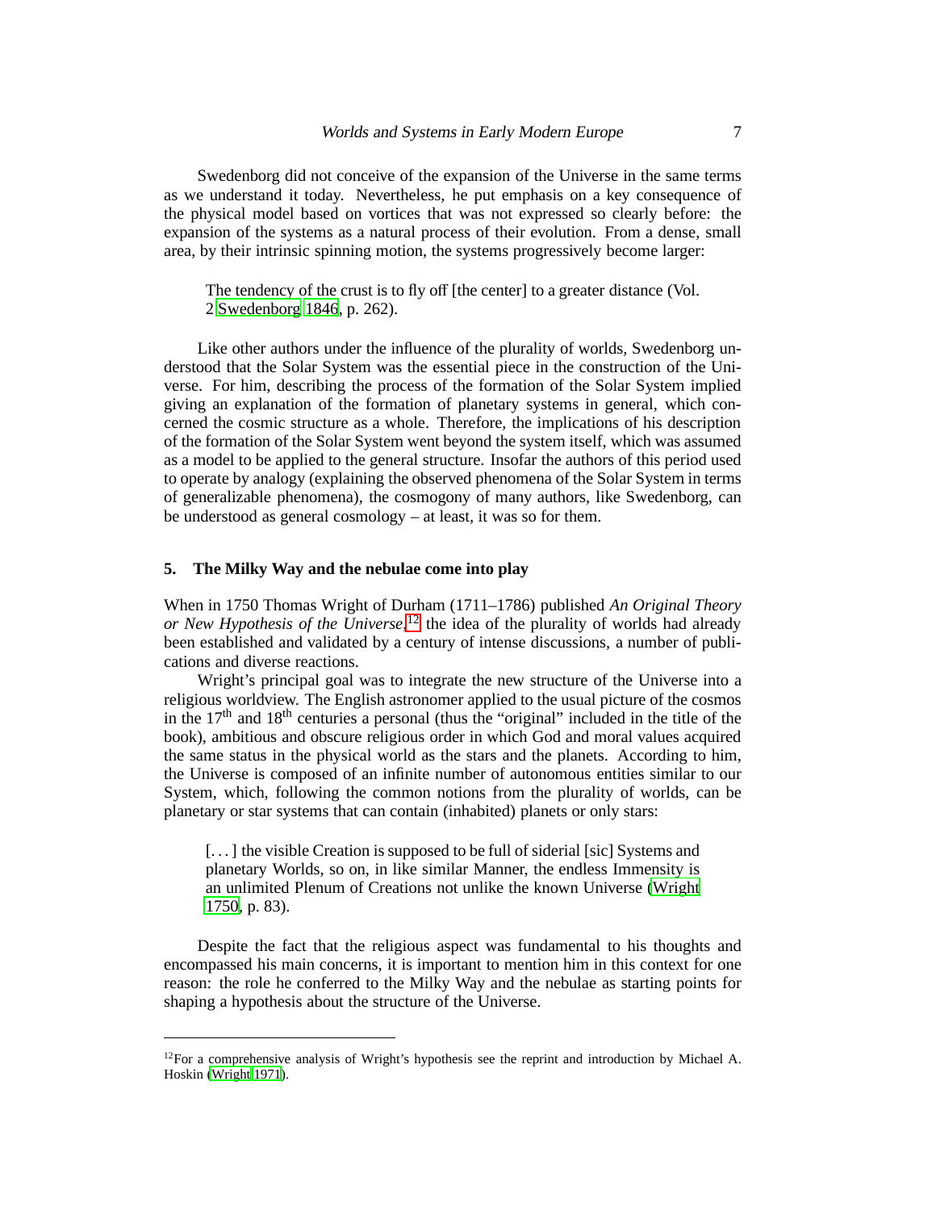Swedenborg did not conceive of the expansion of the Universe in the same terms as we understand it today. Nevertheless, he put emphasis on a key consequence of the physical model based on vortices that was not expressed so clearly before: the expansion of the systems as a natural process of their evolution. From a dense, small area, by their intrinsic spinning motion, the systems progressively become larger:

> The tendency of the crust is to fly off [the center] to a greater distance (Vol. 2 Swedenborg 1846, p. 262).

Like other authors under the influence of the plurality of worlds, Swedenborg understood that the Solar System was the essential piece in the construction of the Universe. For him, describing the process of the formation of the Solar System implied giving an explanation of the formation of planetary systems in general, which concerned the cosmic structure as a whole. Therefore, the implications of his description of the formation of the Solar System went beyond the system itself, which was assumed as a model to be applied to the general structure. Insofar the authors of this period used to operate by analogy (explaining the observed phenomena of the Solar System in terms of generalizable phenomena), the cosmogony of many authors, like Swedenborg, can be understood as general cosmology – at least, it was so for them.

## 5. The Milky Way and the nebulae come into play

When in 1750 Thomas Wright of Durham (1711–1786) published *An Original Theory or New Hypothesis of the Universe*,[12] the idea of the plurality of worlds had already been established and validated by a century of intense discussions, a number of publications and diverse reactions.

Wright's principal goal was to integrate the new structure of the Universe into a religious worldview. The English astronomer applied to the usual picture of the cosmos in the 17th and 18th centuries a personal (thus the "original" included in the title of the book), ambitious and obscure religious order in which God and moral values acquired the same status in the physical world as the stars and the planets. According to him, the Universe is composed of an infinite number of autonomous entities similar to our System, which, following the common notions from the plurality of worlds, can be planetary or star systems that can contain (inhabited) planets or only stars:

> [. . . ] the visible Creation is supposed to be full of siderial [sic] Systems and planetary Worlds, so on, in like similar Manner, the endless Immensity is an unlimited Plenum of Creations not unlike the known Universe (Wright 1750, p. 83).

Despite the fact that the religious aspect was fundamental to his thoughts and encompassed his main concerns, it is important to mention him in this context for one reason: the role he conferred to the Milky Way and the nebulae as starting points for shaping a hypothesis about the structure of the Universe.

---

[12] For a comprehensive analysis of Wright's hypothesis see the reprint and introduction by Michael A. Hoskin (Wright 1971).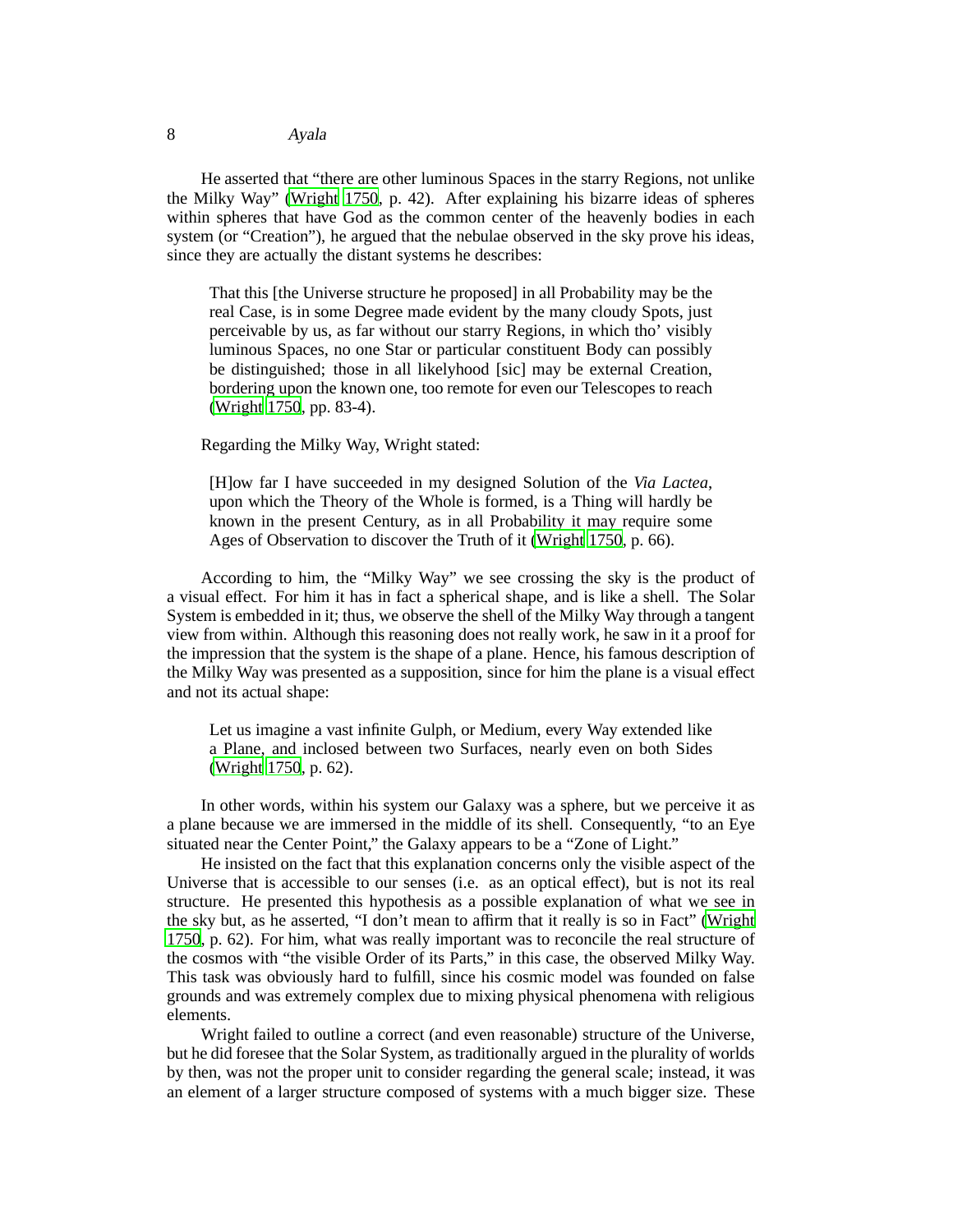He asserted that "there are other luminous Spaces in the starry Regions, not unlike the Milky Way" (Wright 1750, p. 42). After explaining his bizarre ideas of spheres within spheres that have God as the common center of the heavenly bodies in each system (or "Creation"), he argued that the nebulae observed in the sky prove his ideas, since they are actually the distant systems he describes:

> That this [the Universe structure he proposed] in all Probability may be the real Case, is in some Degree made evident by the many cloudy Spots, just perceivable by us, as far without our starry Regions, in which tho' visibly luminous Spaces, no one Star or particular constituent Body can possibly be distinguished; those in all likelyhood [sic] may be external Creation, bordering upon the known one, too remote for even our Telescopes to reach (Wright 1750, pp. 83-4).

Regarding the Milky Way, Wright stated:

> [H]ow far I have succeeded in my designed Solution of the *Via Lactea*, upon which the Theory of the Whole is formed, is a Thing will hardly be known in the present Century, as in all Probability it may require some Ages of Observation to discover the Truth of it (Wright 1750, p. 66).

According to him, the "Milky Way" we see crossing the sky is the product of a visual effect. For him it has in fact a spherical shape, and is like a shell. The Solar System is embedded in it; thus, we observe the shell of the Milky Way through a tangent view from within. Although this reasoning does not really work, he saw in it a proof for the impression that the system is the shape of a plane. Hence, his famous description of the Milky Way was presented as a supposition, since for him the plane is a visual effect and not its actual shape:

> Let us imagine a vast infinite Gulph, or Medium, every Way extended like a Plane, and inclosed between two Surfaces, nearly even on both Sides (Wright 1750, p. 62).

In other words, within his system our Galaxy was a sphere, but we perceive it as a plane because we are immersed in the middle of its shell. Consequently, "to an Eye situated near the Center Point," the Galaxy appears to be a "Zone of Light."

He insisted on the fact that this explanation concerns only the visible aspect of the Universe that is accessible to our senses (i.e. as an optical effect), but is not its real structure. He presented this hypothesis as a possible explanation of what we see in the sky but, as he asserted, "I don't mean to affirm that it really is so in Fact" (Wright 1750, p. 62). For him, what was really important was to reconcile the real structure of the cosmos with "the visible Order of its Parts," in this case, the observed Milky Way. This task was obviously hard to fulfill, since his cosmic model was founded on false grounds and was extremely complex due to mixing physical phenomena with religious elements.

Wright failed to outline a correct (and even reasonable) structure of the Universe, but he did foresee that the Solar System, as traditionally argued in the plurality of worlds by then, was not the proper unit to consider regarding the general scale; instead, it was an element of a larger structure composed of systems with a much bigger size. These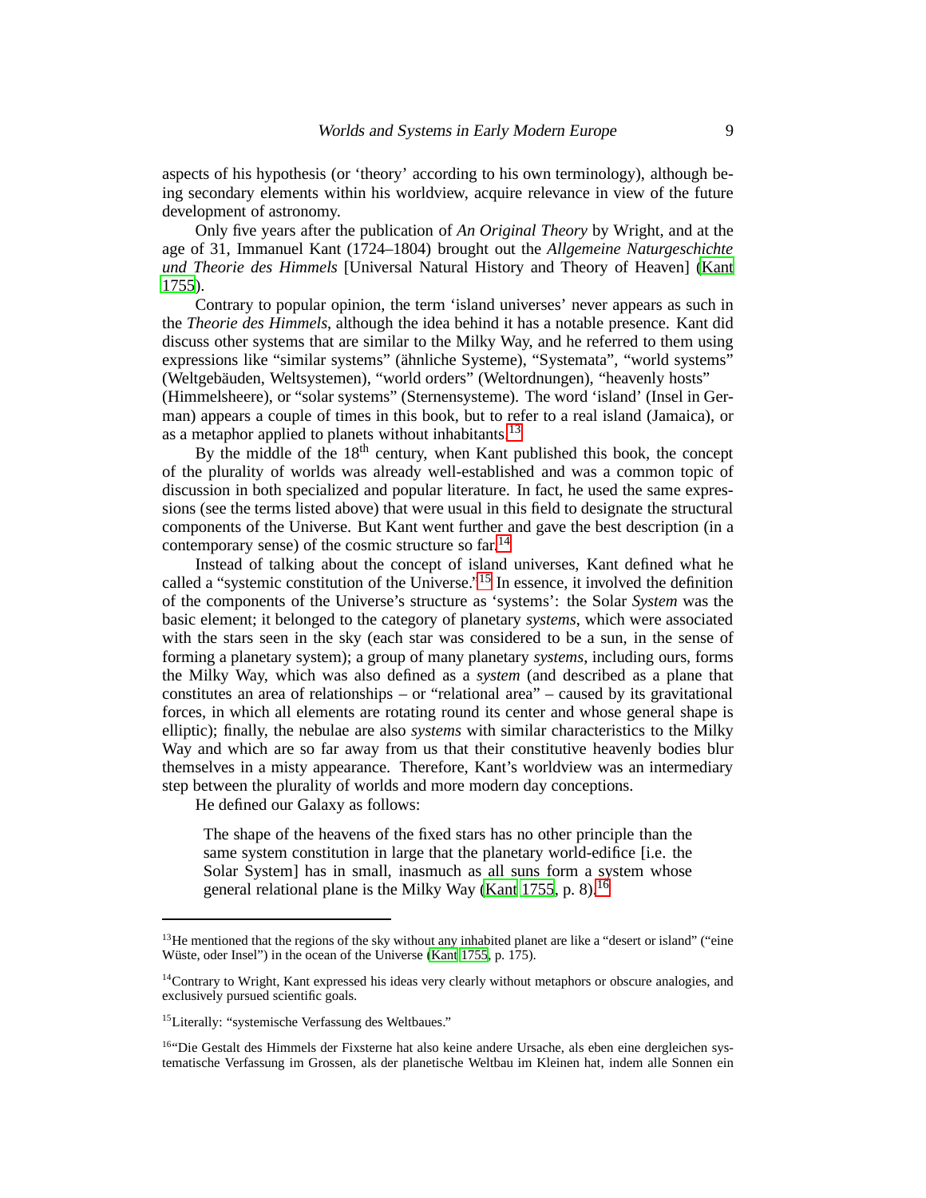aspects of his hypothesis (or 'theory' according to his own terminology), although being secondary elements within his worldview, acquire relevance in view of the future development of astronomy.

Only five years after the publication of *An Original Theory* by Wright, and at the age of 31, Immanuel Kant (1724–1804) brought out the *Allgemeine Naturgeschichte und Theorie des Himmels* [Universal Natural History and Theory of Heaven] (Kant 1755).

Contrary to popular opinion, the term 'island universes' never appears as such in the *Theorie des Himmels*, although the idea behind it has a notable presence. Kant did discuss other systems that are similar to the Milky Way, and he referred to them using expressions like "similar systems" (ähnliche Systeme), "Systemata", "world systems" (Weltgebäuden, Weltsystemen), "world orders" (Weltordnungen), "heavenly hosts" (Himmelsheere), or "solar systems" (Sternensysteme). The word 'island' (Insel in German) appears a couple of times in this book, but to refer to a real island (Jamaica), or as a metaphor applied to planets without inhabitants.[13]

By the middle of the 18th century, when Kant published this book, the concept of the plurality of worlds was already well-established and was a common topic of discussion in both specialized and popular literature. In fact, he used the same expressions (see the terms listed above) that were usual in this field to designate the structural components of the Universe. But Kant went further and gave the best description (in a contemporary sense) of the cosmic structure so far.[14]

Instead of talking about the concept of island universes, Kant defined what he called a "systemic constitution of the Universe."[15] In essence, it involved the definition of the components of the Universe's structure as 'systems': the Solar *System* was the basic element; it belonged to the category of planetary *systems*, which were associated with the stars seen in the sky (each star was considered to be a sun, in the sense of forming a planetary system); a group of many planetary *systems*, including ours, forms the Milky Way, which was also defined as a *system* (and described as a plane that constitutes an area of relationships – or "relational area" – caused by its gravitational forces, in which all elements are rotating round its center and whose general shape is elliptic); finally, the nebulae are also *systems* with similar characteristics to the Milky Way and which are so far away from us that their constitutive heavenly bodies blur themselves in a misty appearance. Therefore, Kant's worldview was an intermediary step between the plurality of worlds and more modern day conceptions.

He defined our Galaxy as follows:

> The shape of the heavens of the fixed stars has no other principle than the same system constitution in large that the planetary world-edifice [i.e. the Solar System] has in small, inasmuch as all suns form a system whose general relational plane is the Milky Way (Kant 1755, p. 8).[16]

---

[13] He mentioned that the regions of the sky without any inhabited planet are like a "desert or island" ("eine Wüste, oder Insel") in the ocean of the Universe (Kant 1755, p. 175).

[14] Contrary to Wright, Kant expressed his ideas very clearly without metaphors or obscure analogies, and exclusively pursued scientific goals.

[15] Literally: "systemische Verfassung des Weltbaues."

[16] "Die Gestalt des Himmels der Fixsterne hat also keine andere Ursache, als eben eine dergleichen systematische Verfassung im Grossen, als der planetische Weltbau im Kleinen hat, indem alle Sonnen ein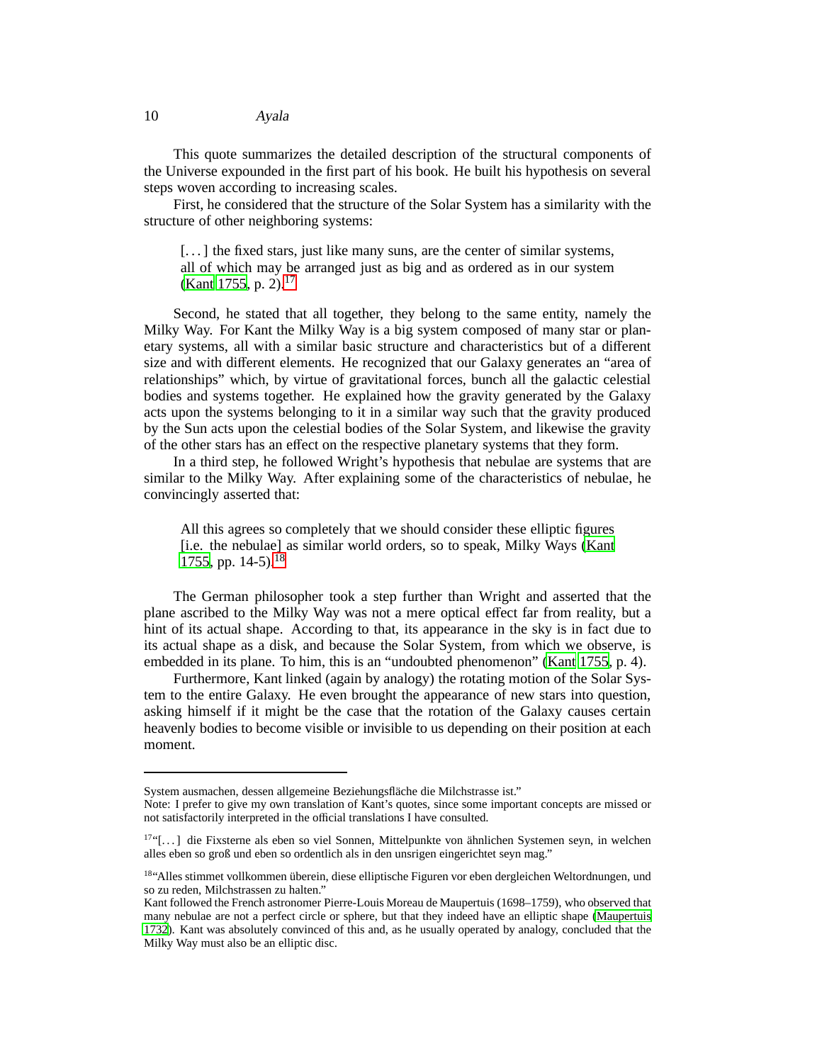This quote summarizes the detailed description of the structural components of the Universe expounded in the first part of his book. He built his hypothesis on several steps woven according to increasing scales.

First, he considered that the structure of the Solar System has a similarity with the structure of other neighboring systems:

> [. . . ] the fixed stars, just like many suns, are the center of similar systems, all of which may be arranged just as big and as ordered as in our system (Kant 1755, p. 2).[17]

Second, he stated that all together, they belong to the same entity, namely the Milky Way. For Kant the Milky Way is a big system composed of many star or planetary systems, all with a similar basic structure and characteristics but of a different size and with different elements. He recognized that our Galaxy generates an "area of relationships" which, by virtue of gravitational forces, bunch all the galactic celestial bodies and systems together. He explained how the gravity generated by the Galaxy acts upon the systems belonging to it in a similar way such that the gravity produced by the Sun acts upon the celestial bodies of the Solar System, and likewise the gravity of the other stars has an effect on the respective planetary systems that they form.

In a third step, he followed Wright's hypothesis that nebulae are systems that are similar to the Milky Way. After explaining some of the characteristics of nebulae, he convincingly asserted that:

> All this agrees so completely that we should consider these elliptic figures [i.e. the nebulae] as similar world orders, so to speak, Milky Ways (Kant 1755, pp. 14-5).[18]

The German philosopher took a step further than Wright and asserted that the plane ascribed to the Milky Way was not a mere optical effect far from reality, but a hint of its actual shape. According to that, its appearance in the sky is in fact due to its actual shape as a disk, and because the Solar System, from which we observe, is embedded in its plane. To him, this is an "undoubted phenomenon" (Kant 1755, p. 4).

Furthermore, Kant linked (again by analogy) the rotating motion of the Solar System to the entire Galaxy. He even brought the appearance of new stars into question, asking himself if it might be the case that the rotation of the Galaxy causes certain heavenly bodies to become visible or invisible to us depending on their position at each moment.

---

System ausmachen, dessen allgemeine Beziehungsfläche die Milchstrasse ist."
Note: I prefer to give my own translation of Kant's quotes, since some important concepts are missed or not satisfactorily interpreted in the official translations I have consulted.

[17] "[. . . ] die Fixsterne als eben so viel Sonnen, Mittelpunkte von ähnlichen Systemen seyn, in welchen alles eben so groß und eben so ordentlich als in den unsrigen eingerichtet seyn mag."

[18] "Alles stimmet vollkommen überein, diese elliptische Figuren vor eben dergleichen Weltordnungen, und so zu reden, Milchstrassen zu halten."
Kant followed the French astronomer Pierre-Louis Moreau de Maupertuis (1698–1759), who observed that many nebulae are not a perfect circle or sphere, but that they indeed have an elliptic shape (Maupertuis 1732). Kant was absolutely convinced of this and, as he usually operated by analogy, concluded that the Milky Way must also be an elliptic disc.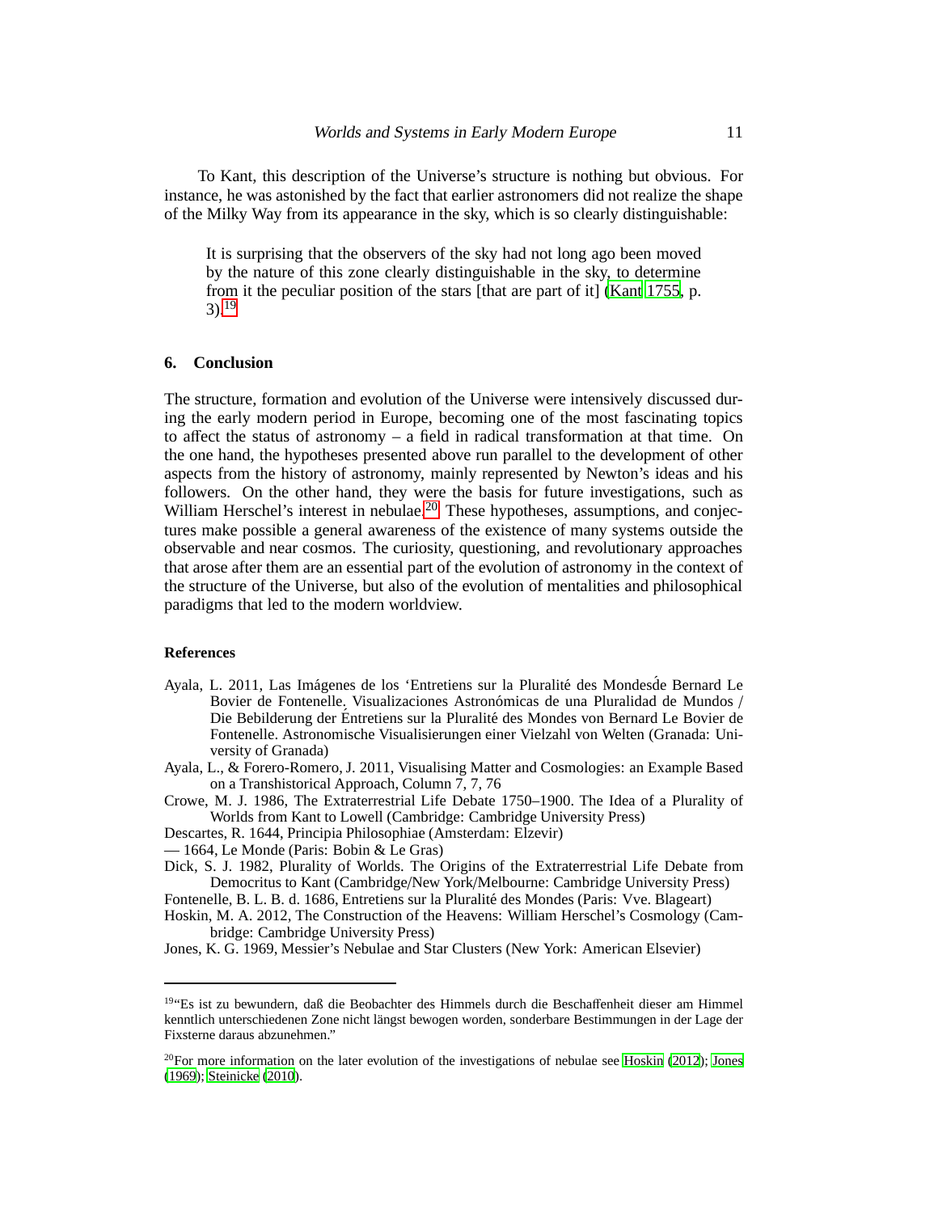To Kant, this description of the Universe's structure is nothing but obvious. For instance, he was astonished by the fact that earlier astronomers did not realize the shape of the Milky Way from its appearance in the sky, which is so clearly distinguishable:

> It is surprising that the observers of the sky had not long ago been moved by the nature of this zone clearly distinguishable in the sky, to determine from it the peculiar position of the stars [that are part of it] (Kant 1755, p. 3).[19]

## 6. Conclusion

The structure, formation and evolution of the Universe were intensively discussed during the early modern period in Europe, becoming one of the most fascinating topics to affect the status of astronomy – a field in radical transformation at that time. On the one hand, the hypotheses presented above run parallel to the development of other aspects from the history of astronomy, mainly represented by Newton's ideas and his followers. On the other hand, they were the basis for future investigations, such as William Herschel's interest in nebulae.[20] These hypotheses, assumptions, and conjectures make possible a general awareness of the existence of many systems outside the observable and near cosmos. The curiosity, questioning, and revolutionary approaches that arose after them are an essential part of the evolution of astronomy in the context of the structure of the Universe, but also of the evolution of mentalities and philosophical paradigms that led to the modern worldview.

### References

Ayala, L. 2011, Las Imágenes de los 'Entretiens sur la Pluralité des Mondeśde Bernard Le Bovier de Fontenelle¸ Visualizaciones Astronómicas de una Pluralidad de Mundos / Die Bebilderung der Éntretiens sur la Pluralité des Mondes von Bernard Le Bovier de Fontenelle. Astronomische Visualisierungen einer Vielzahl von Welten (Granada: University of Granada)

Ayala, L., & Forero-Romero, J. 2011, Visualising Matter and Cosmologies: an Example Based on a Transhistorical Approach, Column 7, 7, 76

Crowe, M. J. 1986, The Extraterrestrial Life Debate 1750–1900. The Idea of a Plurality of Worlds from Kant to Lowell (Cambridge: Cambridge University Press)

Descartes, R. 1644, Principia Philosophiae (Amsterdam: Elzevir)

— 1664, Le Monde (Paris: Bobin & Le Gras)

Dick, S. J. 1982, Plurality of Worlds. The Origins of the Extraterrestrial Life Debate from Democritus to Kant (Cambridge/New York/Melbourne: Cambridge University Press)

Fontenelle, B. L. B. d. 1686, Entretiens sur la Pluralité des Mondes (Paris: Vve. Blageart)

Hoskin, M. A. 2012, The Construction of the Heavens: William Herschel's Cosmology (Cambridge: Cambridge University Press)

Jones, K. G. 1969, Messier's Nebulae and Star Clusters (New York: American Elsevier)

---

[19] "Es ist zu bewundern, daß die Beobachter des Himmels durch die Beschaffenheit dieser am Himmel kenntlich unterschiedenen Zone nicht längst bewogen worden, sonderbare Bestimmungen in der Lage der Fixsterne daraus abzunehmen."

[20] For more information on the later evolution of the investigations of nebulae see Hoskin (2012); Jones (1969); Steinicke (2010).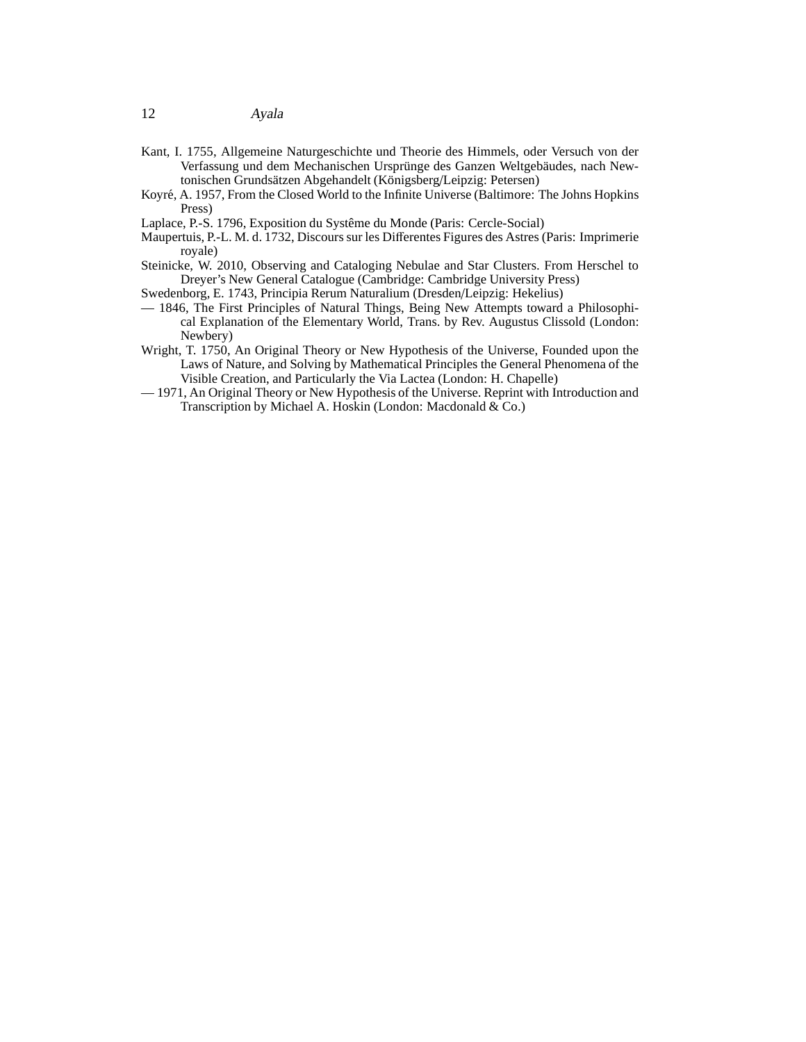Kant, I. 1755, Allgemeine Naturgeschichte und Theorie des Himmels, oder Versuch von der Verfassung und dem Mechanischen Ursprünge des Ganzen Weltgebäudes, nach Newtonischen Grundsätzen Abgehandelt (Königsberg/Leipzig: Petersen)

Koyré, A. 1957, From the Closed World to the Infinite Universe (Baltimore: The Johns Hopkins Press)

Laplace, P.-S. 1796, Exposition du Systême du Monde (Paris: Cercle-Social)

Maupertuis, P.-L. M. d. 1732, Discours sur les Differentes Figures des Astres (Paris: Imprimerie royale)

Steinicke, W. 2010, Observing and Cataloging Nebulae and Star Clusters. From Herschel to Dreyer's New General Catalogue (Cambridge: Cambridge University Press)

Swedenborg, E. 1743, Principia Rerum Naturalium (Dresden/Leipzig: Hekelius)

— 1846, The First Principles of Natural Things, Being New Attempts toward a Philosophical Explanation of the Elementary World, Trans. by Rev. Augustus Clissold (London: Newbery)

Wright, T. 1750, An Original Theory or New Hypothesis of the Universe, Founded upon the Laws of Nature, and Solving by Mathematical Principles the General Phenomena of the Visible Creation, and Particularly the Via Lactea (London: H. Chapelle)

— 1971, An Original Theory or New Hypothesis of the Universe. Reprint with Introduction and Transcription by Michael A. Hoskin (London: Macdonald & Co.)